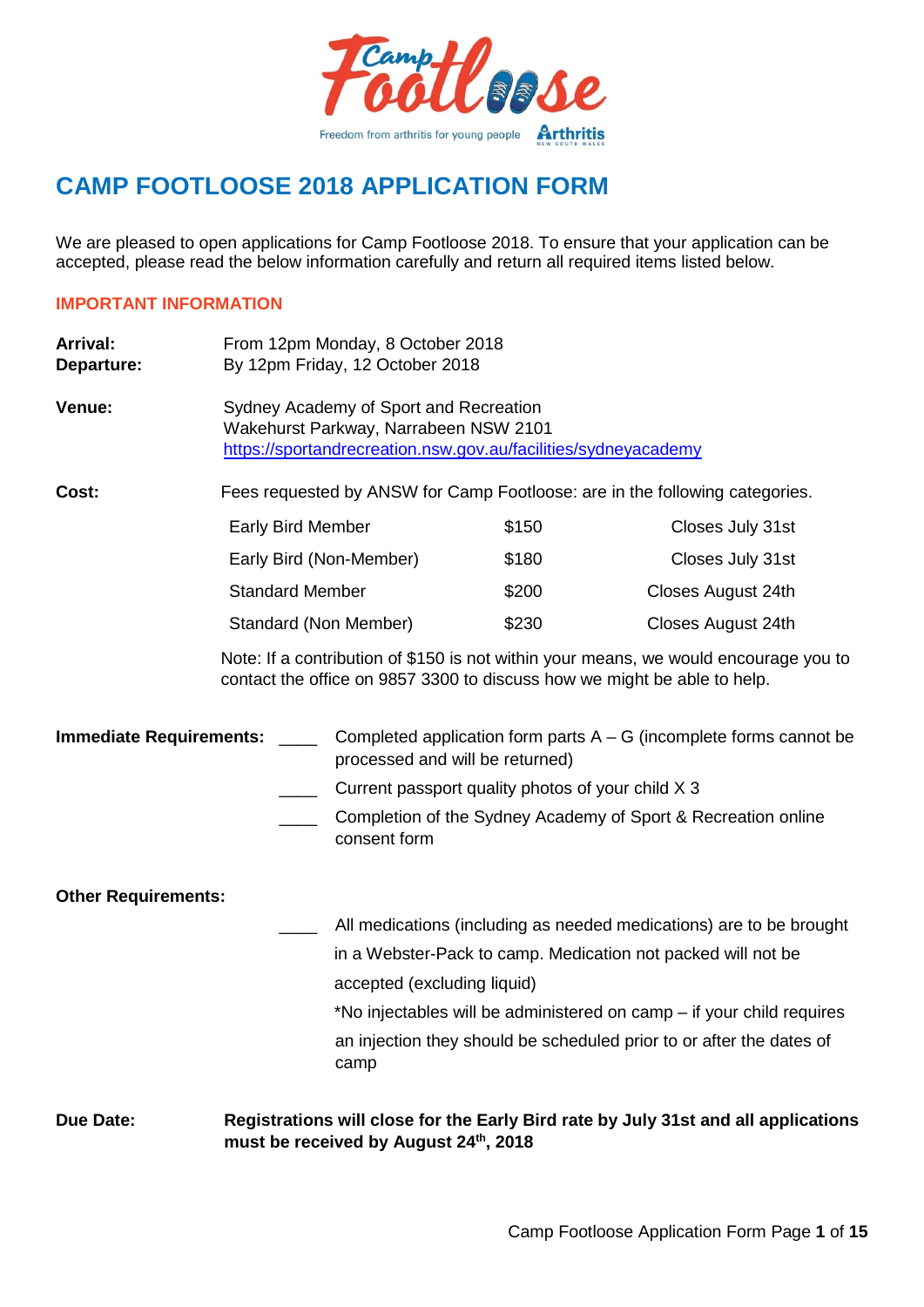Camp Footloose

Freedom from arthritis for young people — Arthritis New South Wales

# CAMP FOOTLOOSE 2018 APPLICATION FORM

We are pleased to open applications for Camp Footloose 2018. To ensure that your application can be accepted, please read the below information carefully and return all required items listed below.

## IMPORTANT INFORMATION

**Arrival:** From 12pm Monday, 8 October 2018
**Departure:** By 12pm Friday, 12 October 2018

**Venue:** Sydney Academy of Sport and Recreation
Wakehurst Parkway, Narrabeen NSW 2101
https://sportandrecreation.nsw.gov.au/facilities/sydneyacademy

**Cost:** Fees requested by ANSW for Camp Footloose: are in the following categories.

| Category | Fee | Closing Date |
|---|---|---|
| Early Bird Member | $150 | Closes July 31st |
| Early Bird (Non-Member) | $180 | Closes July 31st |
| Standard Member | $200 | Closes August 24th |
| Standard (Non Member) | $230 | Closes August 24th |

Note: If a contribution of $150 is not within your means, we would encourage you to contact the office on 9857 3300 to discuss how we might be able to help.

**Immediate Requirements:**

____ Completed application form parts A – G (incomplete forms cannot be processed and will be returned)

____ Current passport quality photos of your child X 3

____ Completion of the Sydney Academy of Sport & Recreation online consent form

**Other Requirements:**

____ All medications (including as needed medications) are to be brought in a Webster-Pack to camp. Medication not packed will not be accepted (excluding liquid)
*No injectables will be administered on camp – if your child requires an injection they should be scheduled prior to or after the dates of camp

**Due Date:** **Registrations will close for the Early Bird rate by July 31st and all applications must be received by August 24th, 2018**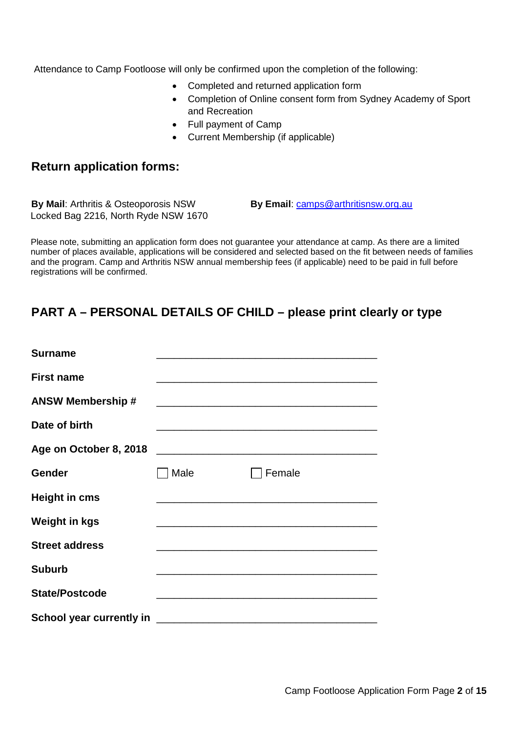Attendance to Camp Footloose will only be confirmed upon the completion of the following:

- Completed and returned application form
- Completion of Online consent form from Sydney Academy of Sport and Recreation
- Full payment of Camp
- Current Membership (if applicable)

## Return application forms:

**By Mail**: Arthritis & Osteoporosis NSW
Locked Bag 2216, North Ryde NSW 1670

**By Email**: camps@arthritisnsw.org.au

Please note, submitting an application form does not guarantee your attendance at camp. As there are a limited number of places available, applications will be considered and selected based on the fit between needs of families and the program. Camp and Arthritis NSW annual membership fees (if applicable) need to be paid in full before registrations will be confirmed.

## PART A – PERSONAL DETAILS OF CHILD – please print clearly or type

**Surname** ________________________________________

**First name** ________________________________________

**ANSW Membership #** ________________________________________

**Date of birth** ________________________________________

**Age on October 8, 2018** ________________________________________

**Gender** ☐ Male ☐ Female

**Height in cms** ________________________________________

**Weight in kgs** ________________________________________

**Street address** ________________________________________

**Suburb** ________________________________________

**State/Postcode** ________________________________________

**School year currently in** ________________________________________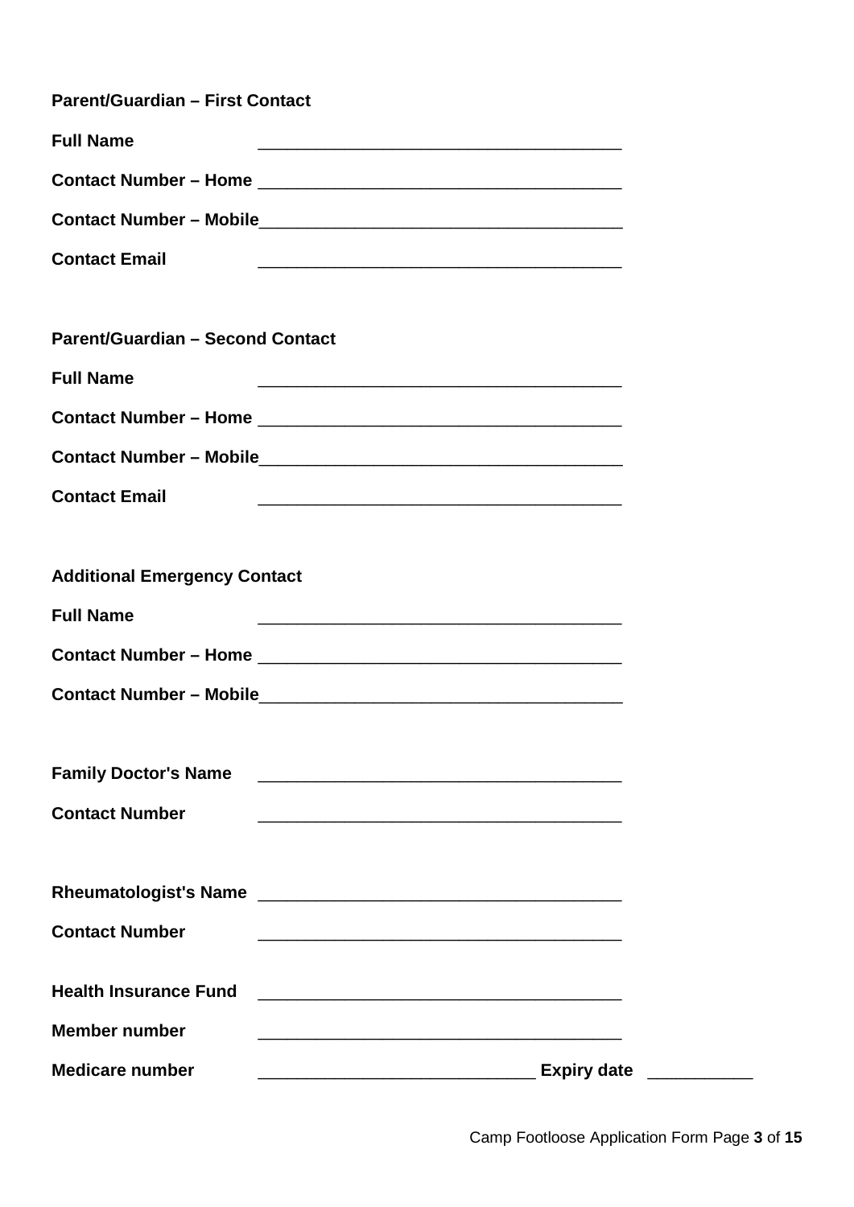**Parent/Guardian – First Contact**

**Full Name** ______________________________________

**Contact Number – Home** ______________________________________

**Contact Number – Mobile** ______________________________________

**Contact Email** ______________________________________

**Parent/Guardian – Second Contact**

**Full Name** ______________________________________

**Contact Number – Home** ______________________________________

**Contact Number – Mobile** ______________________________________

**Contact Email** ______________________________________

**Additional Emergency Contact**

**Full Name** ______________________________________

**Contact Number – Home** ______________________________________

**Contact Number – Mobile** ______________________________________

**Family Doctor's Name** ______________________________________

**Contact Number** ______________________________________

**Rheumatologist's Name** ______________________________________

**Contact Number** ______________________________________

**Health Insurance Fund** ______________________________________

**Member number** ______________________________________

**Medicare number** _____________________________ **Expiry date** ___________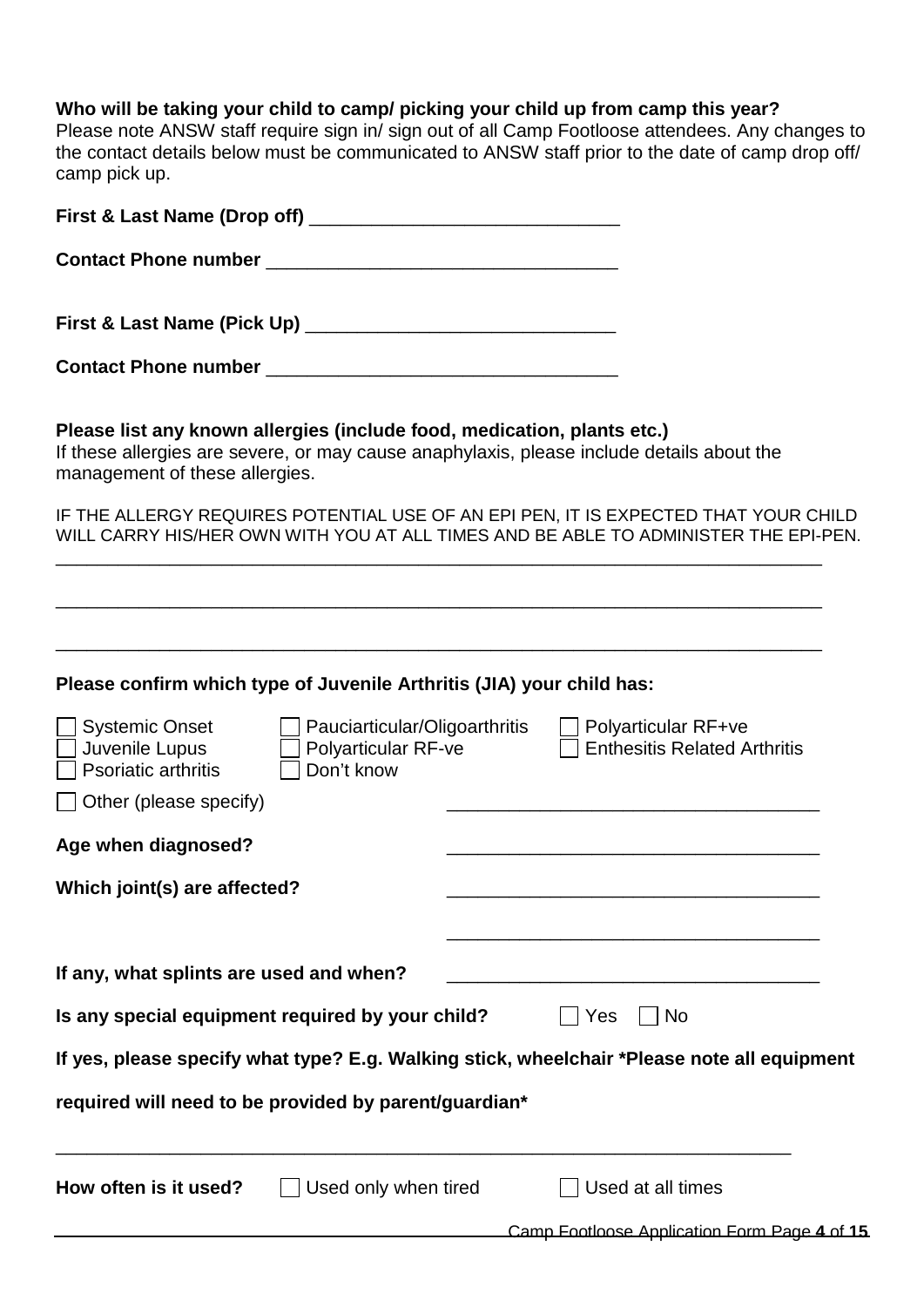**Who will be taking your child to camp/ picking your child up from camp this year?**
Please note ANSW staff require sign in/ sign out of all Camp Footloose attendees. Any changes to the contact details below must be communicated to ANSW staff prior to the date of camp drop off/ camp pick up.

**First & Last Name (Drop off)** ______________________________

**Contact Phone number** __________________________________

**First & Last Name (Pick Up)** ______________________________

**Contact Phone number** __________________________________

**Please list any known allergies (include food, medication, plants etc.)**
If these allergies are severe, or may cause anaphylaxis, please include details about the management of these allergies.

IF THE ALLERGY REQUIRES POTENTIAL USE OF AN EPI PEN, IT IS EXPECTED THAT YOUR CHILD WILL CARRY HIS/HER OWN WITH YOU AT ALL TIMES AND BE ABLE TO ADMINISTER THE EPI-PEN.

_______________________________________________________________________________

_______________________________________________________________________________

_______________________________________________________________________________

**Please confirm which type of Juvenile Arthritis (JIA) your child has:**

- ☐ Systemic Onset
- ☐ Juvenile Lupus
- ☐ Psoriatic arthritis
- ☐ Pauciarticular/Oligoarthritis
- ☐ Polyarticular RF-ve
- ☐ Don't know
- ☐ Polyarticular RF+ve
- ☐ Enthesitis Related Arthritis
- ☐ Other (please specify) ____________________________________

**Age when diagnosed?** ____________________________________

**Which joint(s) are affected?** ____________________________________

____________________________________

**If any, what splints are used and when?** ____________________________________

**Is any special equipment required by your child?** ☐ Yes ☐ No

**If yes, please specify what type? E.g. Walking stick, wheelchair *Please note all equipment required will need to be provided by parent/guardian***

_______________________________________________________________________________

**How often is it used?** ☐ Used only when tired ☐ Used at all times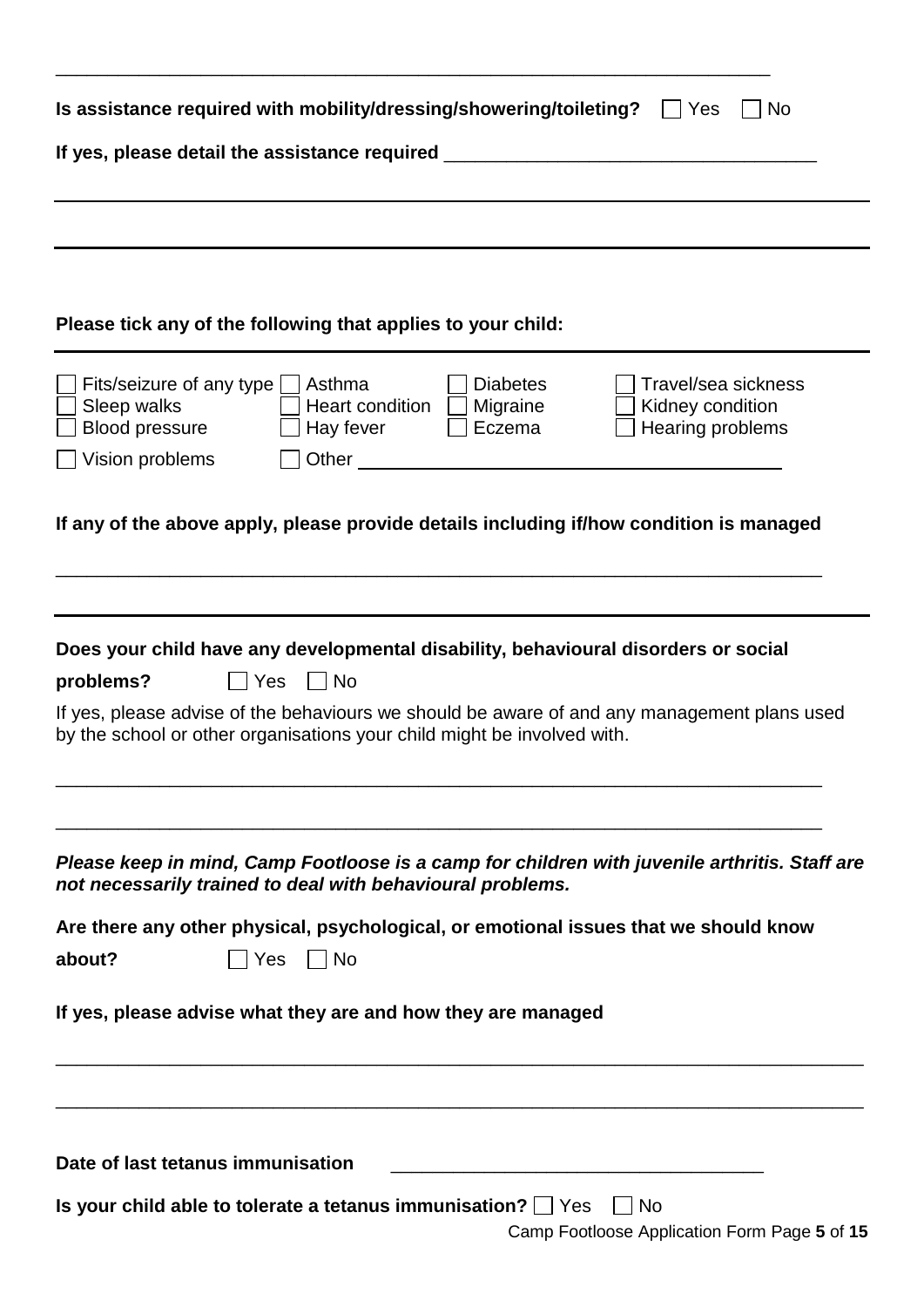______________________________________________________________________

**Is assistance required with mobility/dressing/showering/toileting?** ☐ Yes ☐ No

**If yes, please detail the assistance required** ___________________________________

______________________________________________________________________

______________________________________________________________________

**Please tick any of the following that applies to your child:**

☐ Fits/seizure of any type ☐ Asthma ☐ Diabetes ☐ Travel/sea sickness
☐ Sleep walks ☐ Heart condition ☐ Migraine ☐ Kidney condition
☐ Blood pressure ☐ Hay fever ☐ Eczema ☐ Hearing problems
☐ Vision problems ☐ Other ___________________________________

**If any of the above apply, please provide details including if/how condition is managed**

______________________________________________________________________

______________________________________________________________________

**Does your child have any developmental disability, behavioural disorders or social problems?** ☐ Yes ☐ No

If yes, please advise of the behaviours we should be aware of and any management plans used by the school or other organisations your child might be involved with.

______________________________________________________________________

______________________________________________________________________

***Please keep in mind, Camp Footloose is a camp for children with juvenile arthritis. Staff are not necessarily trained to deal with behavioural problems.***

**Are there any other physical, psychological, or emotional issues that we should know about?** ☐ Yes ☐ No

**If yes, please advise what they are and how they are managed**

______________________________________________________________________

______________________________________________________________________

**Date of last tetanus immunisation** ___________________________________

**Is your child able to tolerate a tetanus immunisation?** ☐ Yes ☐ No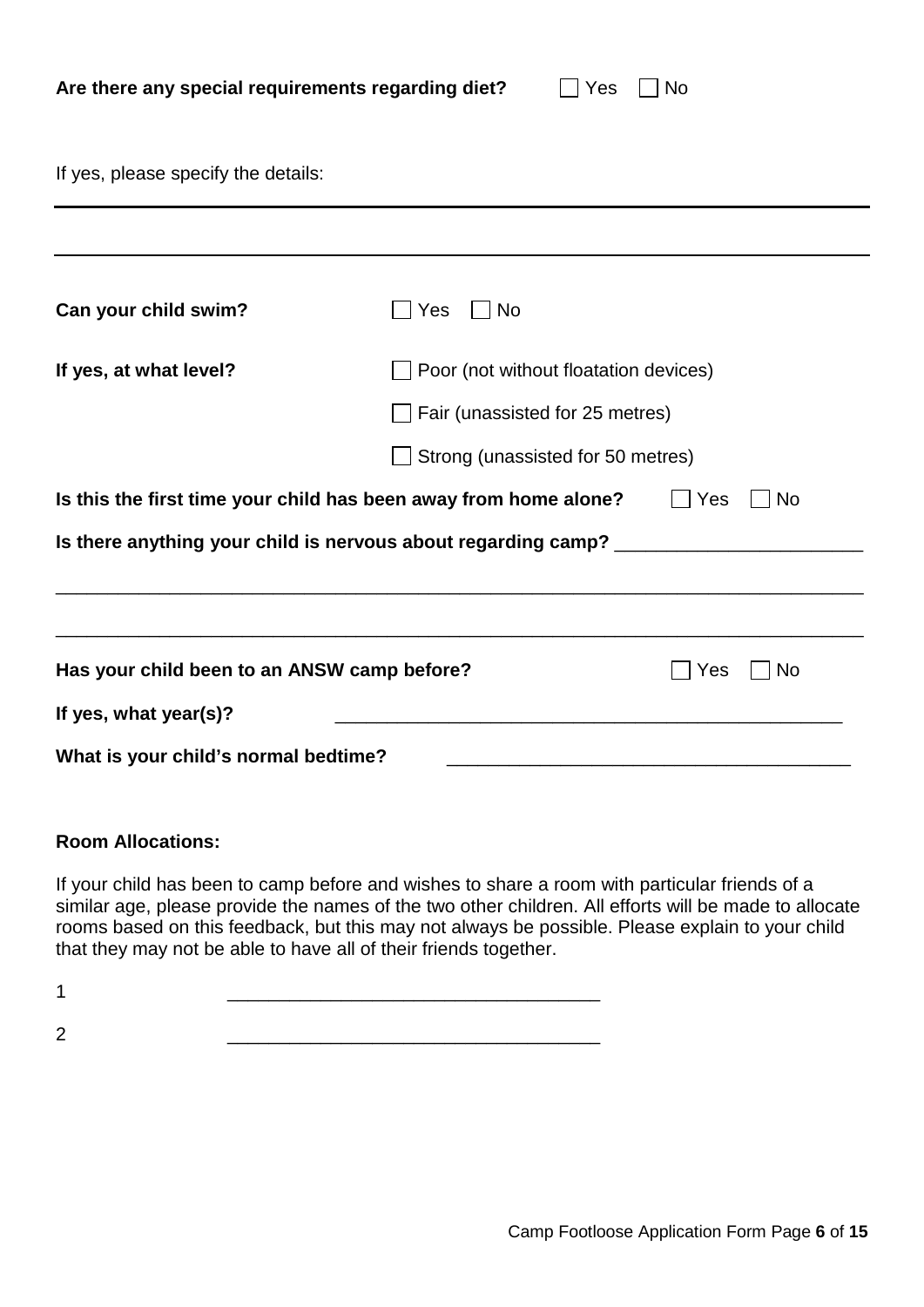**Are there any special requirements regarding diet?** ☐ Yes ☐ No

If yes, please specify the details:

___

___

**Can your child swim?** ☐ Yes ☐ No

**If yes, at what level?**

☐ Poor (not without floatation devices)

☐ Fair (unassisted for 25 metres)

☐ Strong (unassisted for 50 metres)

**Is this the first time your child has been away from home alone?** ☐ Yes ☐ No

**Is there anything your child is nervous about regarding camp?** ___________________________

_______________________________________________________________________________

_______________________________________________________________________________

**Has your child been to an ANSW camp before?** ☐ Yes ☐ No

**If yes, what year(s)?** _____________________________________________________

**What is your child's normal bedtime?** ________________________________________

**Room Allocations:**

If your child has been to camp before and wishes to share a room with particular friends of a similar age, please provide the names of the two other children. All efforts will be made to allocate rooms based on this feedback, but this may not always be possible. Please explain to your child that they may not be able to have all of their friends together.

1 ____________________________________

2 ____________________________________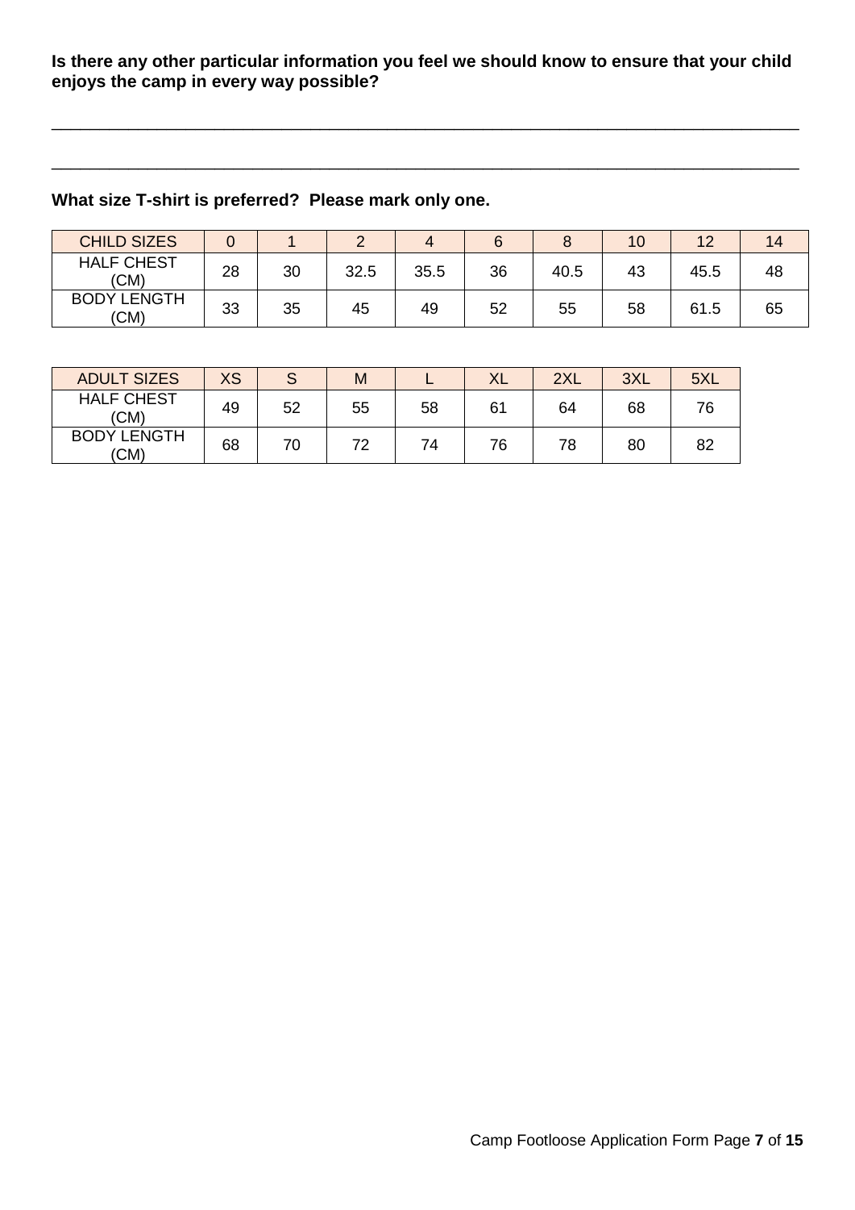**Is there any other particular information you feel we should know to ensure that your child enjoys the camp in every way possible?**

\_\_\_\_\_\_\_\_\_\_\_\_\_\_\_\_\_\_\_\_\_\_\_\_\_\_\_\_\_\_\_\_\_\_\_\_\_\_\_\_\_\_\_\_\_\_\_\_\_\_\_\_\_\_\_\_\_\_\_\_\_\_\_\_\_\_\_\_\_\_\_\_\_\_\_\_\_\_

\_\_\_\_\_\_\_\_\_\_\_\_\_\_\_\_\_\_\_\_\_\_\_\_\_\_\_\_\_\_\_\_\_\_\_\_\_\_\_\_\_\_\_\_\_\_\_\_\_\_\_\_\_\_\_\_\_\_\_\_\_\_\_\_\_\_\_\_\_\_\_\_\_\_\_\_\_\_

**What size T-shirt is preferred? Please mark only one.**

| CHILD SIZES | 0 | 1 | 2 | 4 | 6 | 8 | 10 | 12 | 14 |
|---|---|---|---|---|---|---|---|---|---|
| HALF CHEST (CM) | 28 | 30 | 32.5 | 35.5 | 36 | 40.5 | 43 | 45.5 | 48 |
| BODY LENGTH (CM) | 33 | 35 | 45 | 49 | 52 | 55 | 58 | 61.5 | 65 |

| ADULT SIZES | XS | S | M | L | XL | 2XL | 3XL | 5XL |
|---|---|---|---|---|---|---|---|---|
| HALF CHEST (CM) | 49 | 52 | 55 | 58 | 61 | 64 | 68 | 76 |
| BODY LENGTH (CM) | 68 | 70 | 72 | 74 | 76 | 78 | 80 | 82 |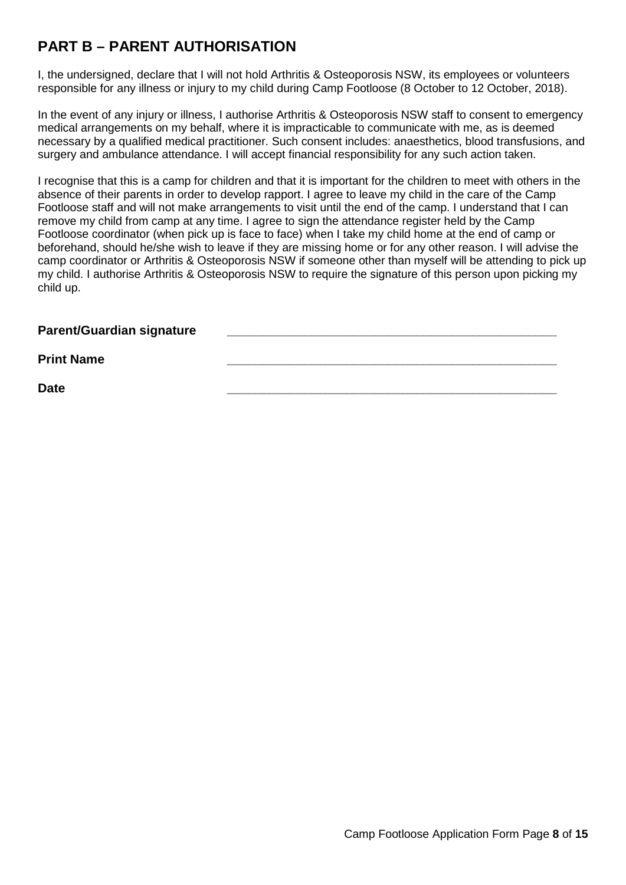## PART B – PARENT AUTHORISATION

I, the undersigned, declare that I will not hold Arthritis & Osteoporosis NSW, its employees or volunteers responsible for any illness or injury to my child during Camp Footloose (8 October to 12 October, 2018).

In the event of any injury or illness, I authorise Arthritis & Osteoporosis NSW staff to consent to emergency medical arrangements on my behalf, where it is impracticable to communicate with me, as is deemed necessary by a qualified medical practitioner. Such consent includes: anaesthetics, blood transfusions, and surgery and ambulance attendance. I will accept financial responsibility for any such action taken.

I recognise that this is a camp for children and that it is important for the children to meet with others in the absence of their parents in order to develop rapport. I agree to leave my child in the care of the Camp Footloose staff and will not make arrangements to visit until the end of the camp. I understand that I can remove my child from camp at any time. I agree to sign the attendance register held by the Camp Footloose coordinator (when pick up is face to face) when I take my child home at the end of camp or beforehand, should he/she wish to leave if they are missing home or for any other reason. I will advise the camp coordinator or Arthritis & Osteoporosis NSW if someone other than myself will be attending to pick up my child. I authorise Arthritis & Osteoporosis NSW to require the signature of this person upon picking my child up.

**Parent/Guardian signature** ________________________________________________

**Print Name** ________________________________________________

**Date** ________________________________________________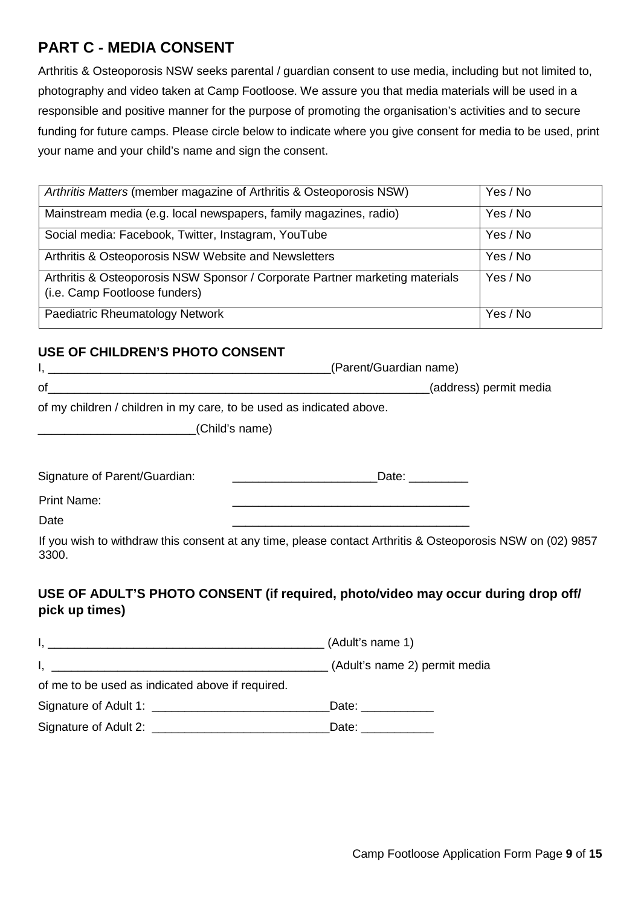## PART C - MEDIA CONSENT

Arthritis & Osteoporosis NSW seeks parental / guardian consent to use media, including but not limited to, photography and video taken at Camp Footloose. We assure you that media materials will be used in a responsible and positive manner for the purpose of promoting the organisation's activities and to secure funding for future camps. Please circle below to indicate where you give consent for media to be used, print your name and your child's name and sign the consent.

| | |
|---|---|
| *Arthritis Matters* (member magazine of Arthritis & Osteoporosis NSW) | Yes / No |
| Mainstream media (e.g. local newspapers, family magazines, radio) | Yes / No |
| Social media: Facebook, Twitter, Instagram, YouTube | Yes / No |
| Arthritis & Osteoporosis NSW Website and Newsletters | Yes / No |
| Arthritis & Osteoporosis NSW Sponsor / Corporate Partner marketing materials (i.e. Camp Footloose funders) | Yes / No |
| Paediatric Rheumatology Network | Yes / No |

### USE OF CHILDREN'S PHOTO CONSENT

I, ____________________________________________(Parent/Guardian name)

of___________________________________________________________(address) permit media

of my children / children in my care, to be used as indicated above.

________________________(Child's name)

Signature of Parent/Guardian: ______________________Date: _________

Print Name: ____________________________________

Date ____________________________________

If you wish to withdraw this consent at any time, please contact Arthritis & Osteoporosis NSW on (02) 9857 3300.

### USE OF ADULT'S PHOTO CONSENT (if required, photo/video may occur during drop off/ pick up times)

I, ___________________________________________ (Adult's name 1)

I, ___________________________________________ (Adult's name 2) permit media

of me to be used as indicated above if required.

Signature of Adult 1: ___________________________Date: ___________

Signature of Adult 2: ___________________________Date: ___________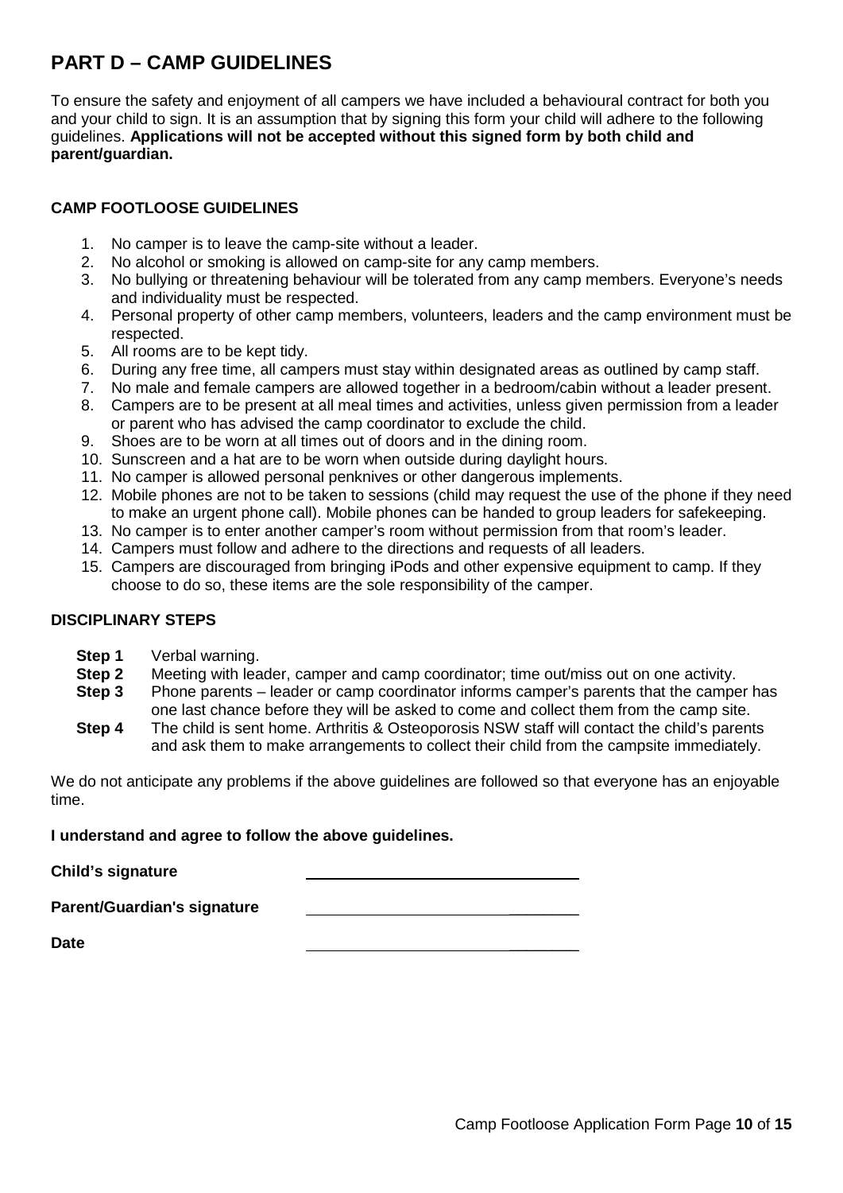## PART D – CAMP GUIDELINES

To ensure the safety and enjoyment of all campers we have included a behavioural contract for both you and your child to sign. It is an assumption that by signing this form your child will adhere to the following guidelines. **Applications will not be accepted without this signed form by both child and parent/guardian.**

### CAMP FOOTLOOSE GUIDELINES

1. No camper is to leave the camp-site without a leader.
2. No alcohol or smoking is allowed on camp-site for any camp members.
3. No bullying or threatening behaviour will be tolerated from any camp members. Everyone's needs and individuality must be respected.
4. Personal property of other camp members, volunteers, leaders and the camp environment must be respected.
5. All rooms are to be kept tidy.
6. During any free time, all campers must stay within designated areas as outlined by camp staff.
7. No male and female campers are allowed together in a bedroom/cabin without a leader present.
8. Campers are to be present at all meal times and activities, unless given permission from a leader or parent who has advised the camp coordinator to exclude the child.
9. Shoes are to be worn at all times out of doors and in the dining room.
10. Sunscreen and a hat are to be worn when outside during daylight hours.
11. No camper is allowed personal penknives or other dangerous implements.
12. Mobile phones are not to be taken to sessions (child may request the use of the phone if they need to make an urgent phone call). Mobile phones can be handed to group leaders for safekeeping.
13. No camper is to enter another camper's room without permission from that room's leader.
14. Campers must follow and adhere to the directions and requests of all leaders.
15. Campers are discouraged from bringing iPods and other expensive equipment to camp. If they choose to do so, these items are the sole responsibility of the camper.

### DISCIPLINARY STEPS

**Step 1** Verbal warning.

**Step 2** Meeting with leader, camper and camp coordinator; time out/miss out on one activity.

**Step 3** Phone parents – leader or camp coordinator informs camper's parents that the camper has one last chance before they will be asked to come and collect them from the camp site.

**Step 4** The child is sent home. Arthritis & Osteoporosis NSW staff will contact the child's parents and ask them to make arrangements to collect their child from the campsite immediately.

We do not anticipate any problems if the above guidelines are followed so that everyone has an enjoyable time.

**I understand and agree to follow the above guidelines.**

**Child's signature** ______________________________

**Parent/Guardian's signature** ______________________________

**Date** ______________________________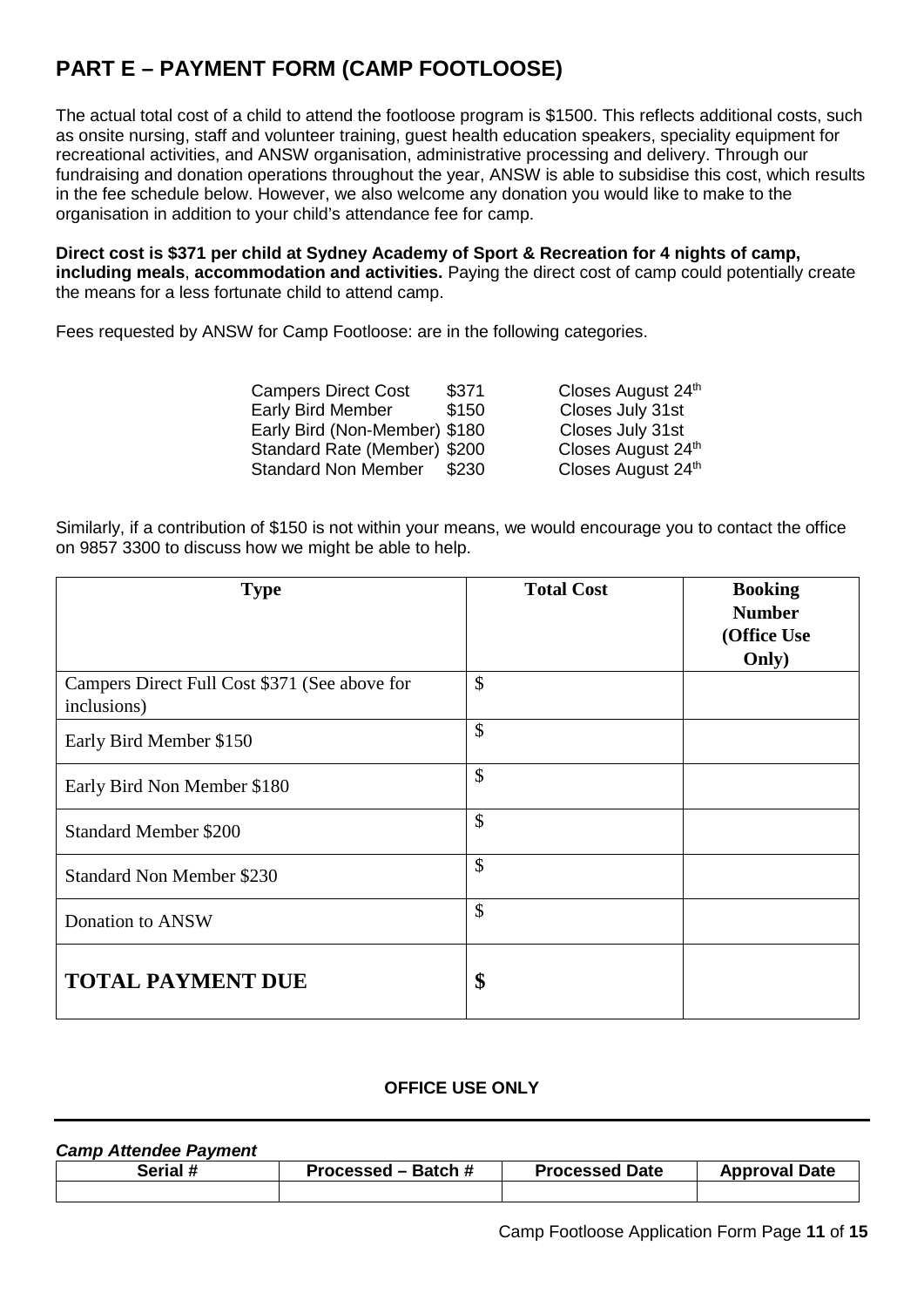## PART E – PAYMENT FORM (CAMP FOOTLOOSE)

The actual total cost of a child to attend the footloose program is $1500. This reflects additional costs, such as onsite nursing, staff and volunteer training, guest health education speakers, speciality equipment for recreational activities, and ANSW organisation, administrative processing and delivery. Through our fundraising and donation operations throughout the year, ANSW is able to subsidise this cost, which results in the fee schedule below. However, we also welcome any donation you would like to make to the organisation in addition to your child's attendance fee for camp.

**Direct cost is $371 per child at Sydney Academy of Sport & Recreation for 4 nights of camp, including meals**, **accommodation and activities.** Paying the direct cost of camp could potentially create the means for a less fortunate child to attend camp.

Fees requested by ANSW for Camp Footloose: are in the following categories.

| | | |
|---|---|---|
| Campers Direct Cost | $371 | Closes August 24th |
| Early Bird Member | $150 | Closes July 31st |
| Early Bird (Non-Member) | $180 | Closes July 31st |
| Standard Rate (Member) | $200 | Closes August 24th |
| Standard Non Member | $230 | Closes August 24th |

Similarly, if a contribution of $150 is not within your means, we would encourage you to contact the office on 9857 3300 to discuss how we might be able to help.

| Type | Total Cost | Booking Number (Office Use Only) |
|---|---|---|
| Campers Direct Full Cost $371 (See above for inclusions) | $ | |
| Early Bird Member $150 | $ | |
| Early Bird Non Member $180 | $ | |
| Standard Member $200 | $ | |
| Standard Non Member $230 | $ | |
| Donation to ANSW | $ | |
| **TOTAL PAYMENT DUE** | **$** | |

**OFFICE USE ONLY**

***Camp Attendee Payment***

| Serial # | Processed – Batch # | Processed Date | Approval Date |
|---|---|---|---|
| | | | |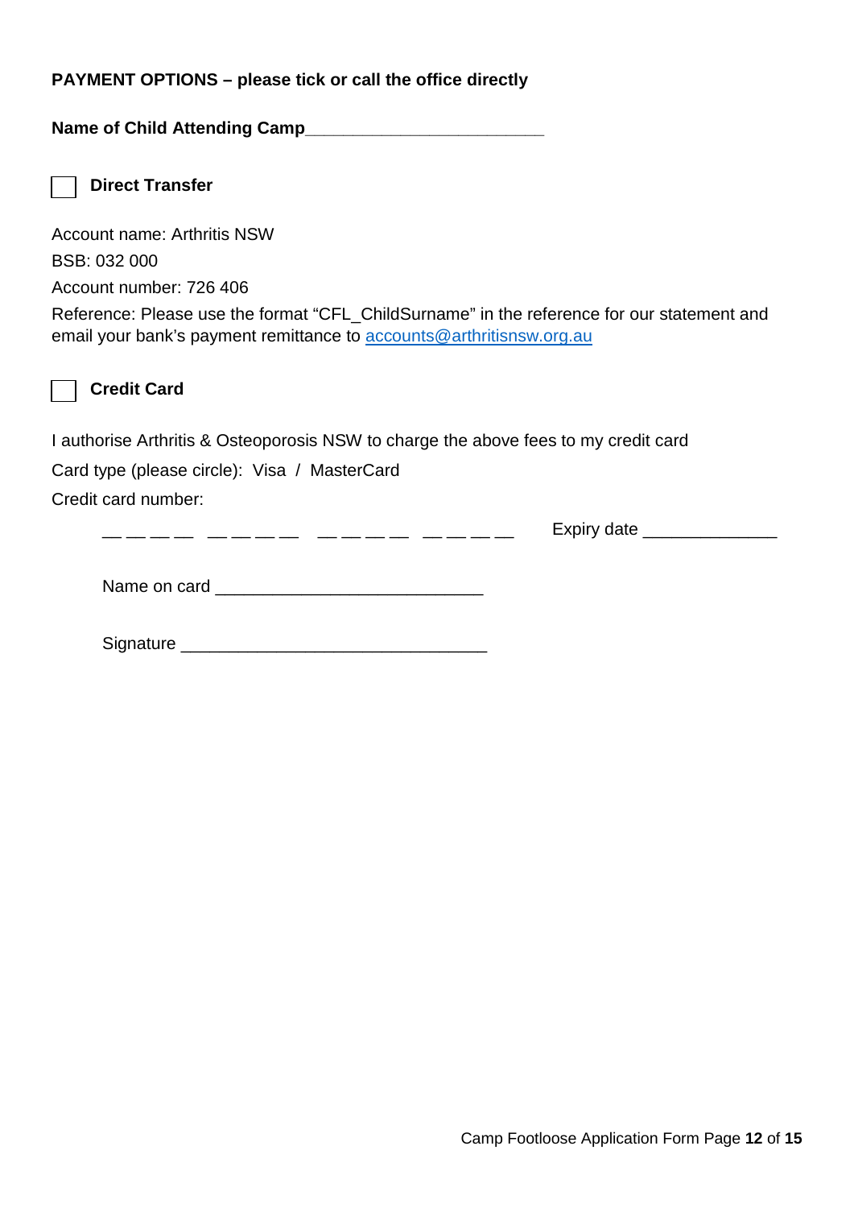**PAYMENT OPTIONS – please tick or call the office directly**

**Name of Child Attending Camp**________________________

☐ **Direct Transfer**

Account name: Arthritis NSW

BSB: 032 000

Account number: 726 406

Reference: Please use the format "CFL_ChildSurname" in the reference for our statement and email your bank's payment remittance to [accounts@arthritisnsw.org.au](mailto:accounts@arthritisnsw.org.au)

☐ **Credit Card**

I authorise Arthritis & Osteoporosis NSW to charge the above fees to my credit card

Card type (please circle): Visa / MasterCard

Credit card number:

__ __ __ __ __ __ __ __ __ __ __ __ __ __ __ __ Expiry date ______________

Name on card ____________________________

Signature ________________________________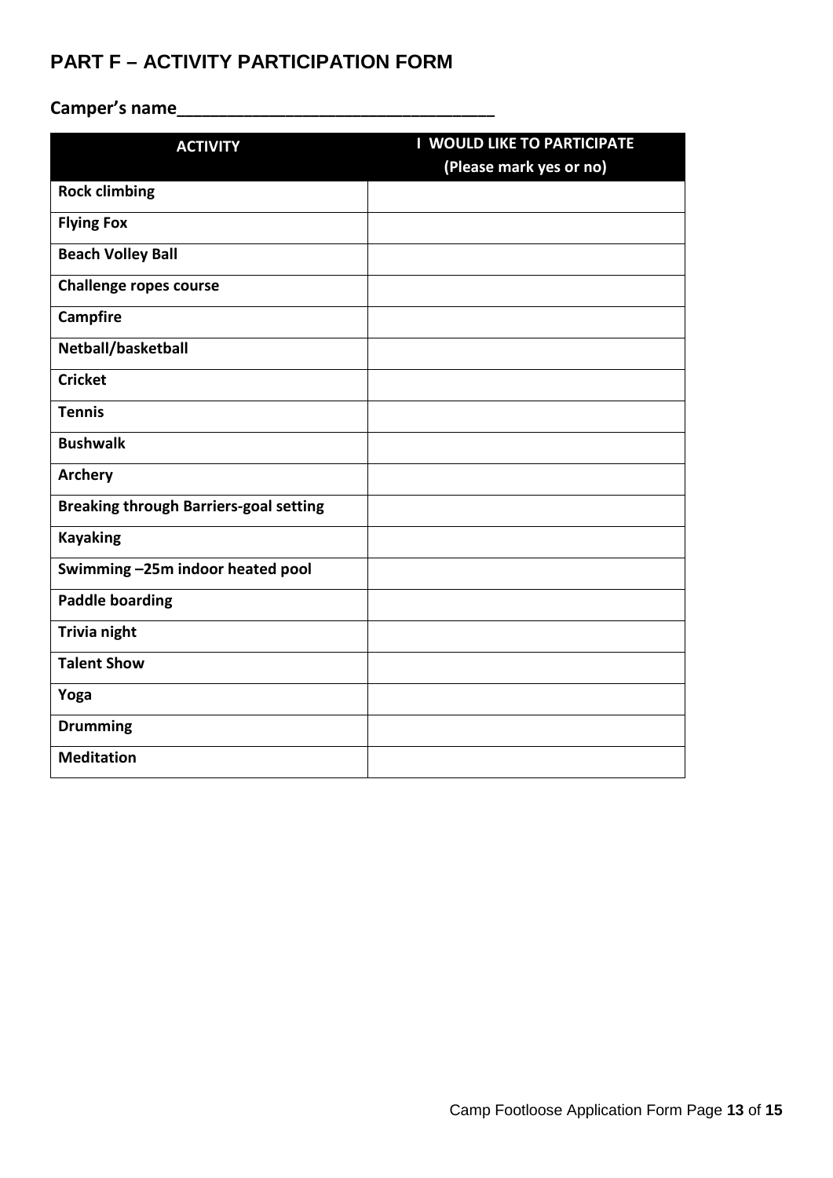## PART F – ACTIVITY PARTICIPATION FORM

**Camper's name\_\_\_\_\_\_\_\_\_\_\_\_\_\_\_\_\_\_\_\_\_\_\_\_\_\_\_\_\_\_\_\_\_\_**

| ACTIVITY | I WOULD LIKE TO PARTICIPATE (Please mark yes or no) |
|---|---|
| **Rock climbing** | |
| **Flying Fox** | |
| **Beach Volley Ball** | |
| **Challenge ropes course** | |
| **Campfire** | |
| **Netball/basketball** | |
| **Cricket** | |
| **Tennis** | |
| **Bushwalk** | |
| **Archery** | |
| **Breaking through Barriers-goal setting** | |
| **Kayaking** | |
| **Swimming –25m indoor heated pool** | |
| **Paddle boarding** | |
| **Trivia night** | |
| **Talent Show** | |
| **Yoga** | |
| **Drumming** | |
| **Meditation** | |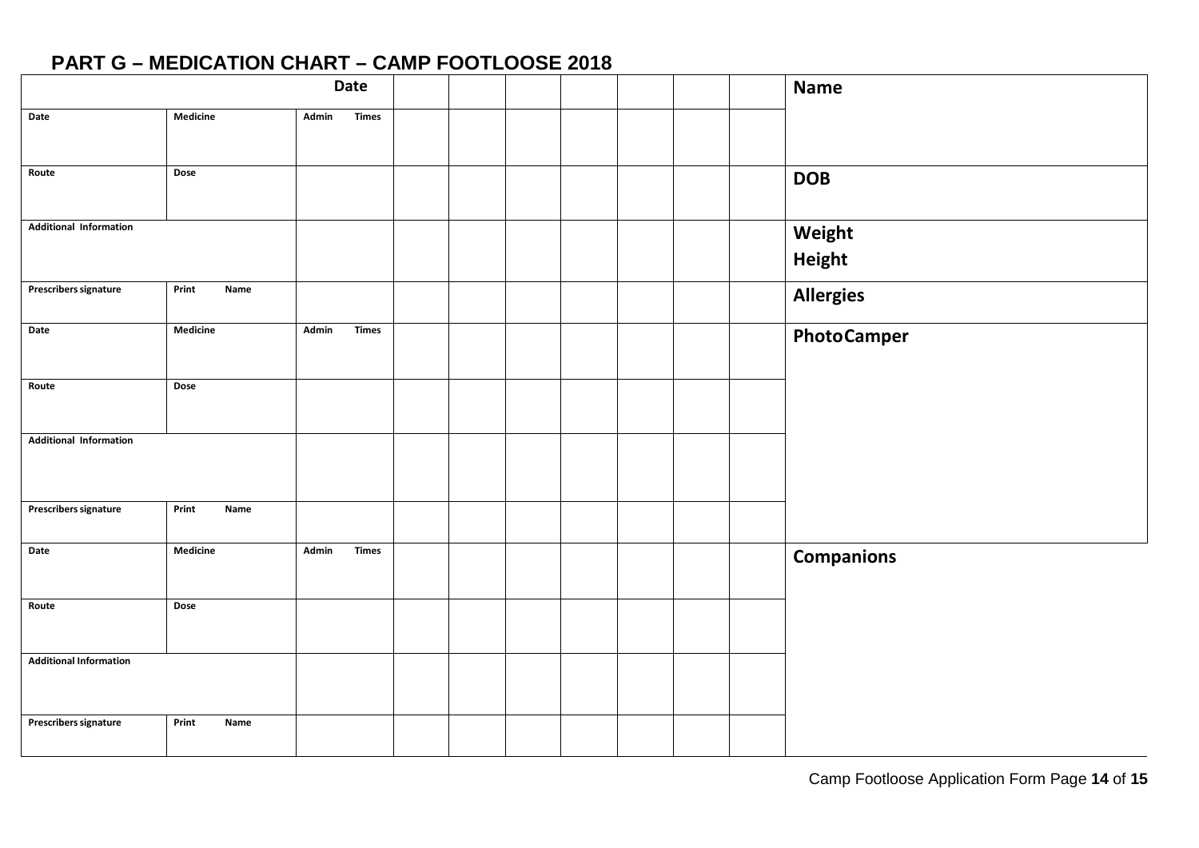## PART G – MEDICATION CHART – CAMP FOOTLOOSE 2018

| | | Date | | | | | | | | Name |
|---|---|---|---|---|---|---|---|---|---|---|
| Date | Medicine | Admin Times | | | | | | | | |
| Route | Dose | | | | | | | | | DOB |
| Additional Information | | | | | | | | | | Weight<br>Height |
| Prescribers signature | Print Name | | | | | | | | | Allergies |
| Date | Medicine | Admin Times | | | | | | | | PhotoCamper |
| Route | Dose | | | | | | | | | |
| Additional Information | | | | | | | | | | |
| Prescribers signature | Print Name | | | | | | | | | |
| Date | Medicine | Admin Times | | | | | | | | Companions |
| Route | Dose | | | | | | | | | |
| Additional Information | | | | | | | | | | |
| Prescribers signature | Print Name | | | | | | | | | |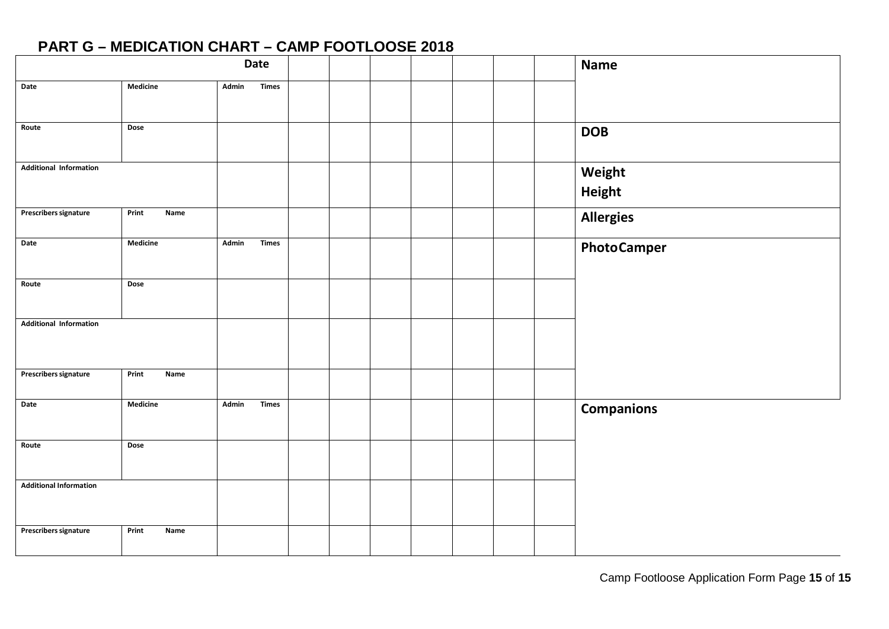## PART G – MEDICATION CHART – CAMP FOOTLOOSE 2018

| | | Date | | | | | | | | |
|---|---|---|---|---|---|---|---|---|---|---|
| Date | Medicine | Admin Times | | | | | | | | Name |
| Route | Dose | | | | | | | | | DOB |
| Additional Information | | | | | | | | | | Weight<br>Height |
| Prescribers signature | Print Name | | | | | | | | | Allergies |
| Date | Medicine | Admin Times | | | | | | | | PhotoCamper |
| Route | Dose | | | | | | | | | |
| Additional Information | | | | | | | | | | |
| Prescribers signature | Print Name | | | | | | | | | |
| Date | Medicine | Admin Times | | | | | | | | Companions |
| Route | Dose | | | | | | | | | |
| Additional Information | | | | | | | | | | |
| Prescribers signature | Print Name | | | | | | | | | |